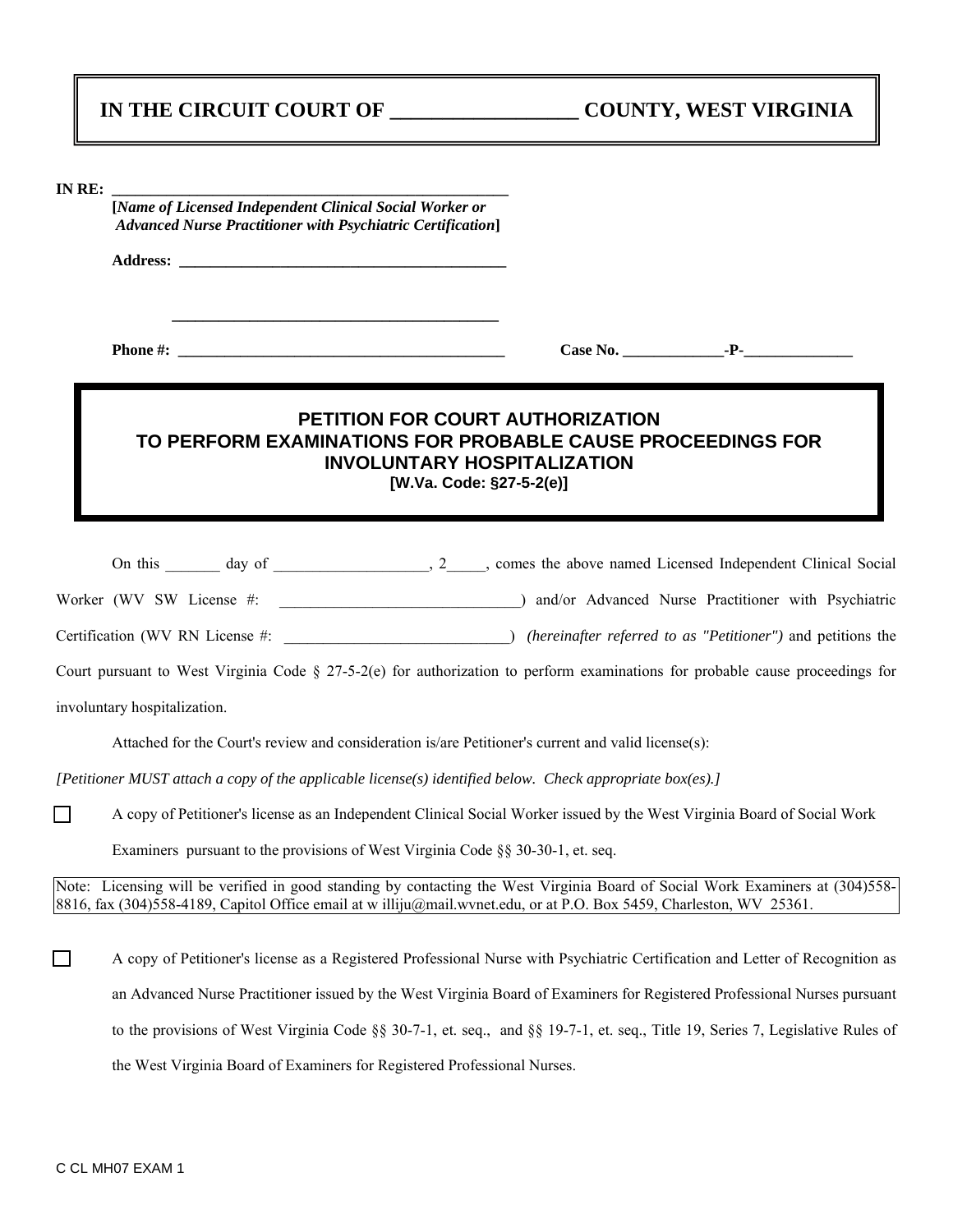# IN THE CIRCUIT COURT OF __________________ COUNTY, WEST VIRGINIA

**IN RE:** ____________________________________________________

**[*Name of Licensed Independent Clinical Social Worker or Advanced Nurse Practitioner with Psychiatric Certification*]**

**Address:** ____________________________________________

____________________________________________

**Phone #:** ____________________________________________ **Case No.** _____________-**P**-______________

## PETITION FOR COURT AUTHORIZATION TO PERFORM EXAMINATIONS FOR PROBABLE CAUSE PROCEEDINGS FOR INVOLUNTARY HOSPITALIZATION

**[W.Va. Code: §27-5-2(e)]**

On this _______ day of ___________________, 2_____, comes the above named Licensed Independent Clinical Social Worker (WV SW License #: ______________________________) and/or Advanced Nurse Practitioner with Psychiatric Certification (WV RN License #: _____________________________) *(hereinafter referred to as "Petitioner")* and petitions the Court pursuant to West Virginia Code § 27-5-2(e) for authorization to perform examinations for probable cause proceedings for involuntary hospitalization.

Attached for the Court's review and consideration is/are Petitioner's current and valid license(s):

*[Petitioner MUST attach a copy of the applicable license(s) identified below. Check appropriate box(es).]*

☐ A copy of Petitioner's license as an Independent Clinical Social Worker issued by the West Virginia Board of Social Work Examiners pursuant to the provisions of West Virginia Code §§ 30-30-1, et. seq.

Note: Licensing will be verified in good standing by contacting the West Virginia Board of Social Work Examiners at (304)558-8816, fax (304)558-4189, Capitol Office email at w illiju@mail.wvnet.edu, or at P.O. Box 5459, Charleston, WV 25361.

☐ A copy of Petitioner's license as a Registered Professional Nurse with Psychiatric Certification and Letter of Recognition as an Advanced Nurse Practitioner issued by the West Virginia Board of Examiners for Registered Professional Nurses pursuant to the provisions of West Virginia Code §§ 30-7-1, et. seq., and §§ 19-7-1, et. seq., Title 19, Series 7, Legislative Rules of the West Virginia Board of Examiners for Registered Professional Nurses.

C CL MH07 EXAM 1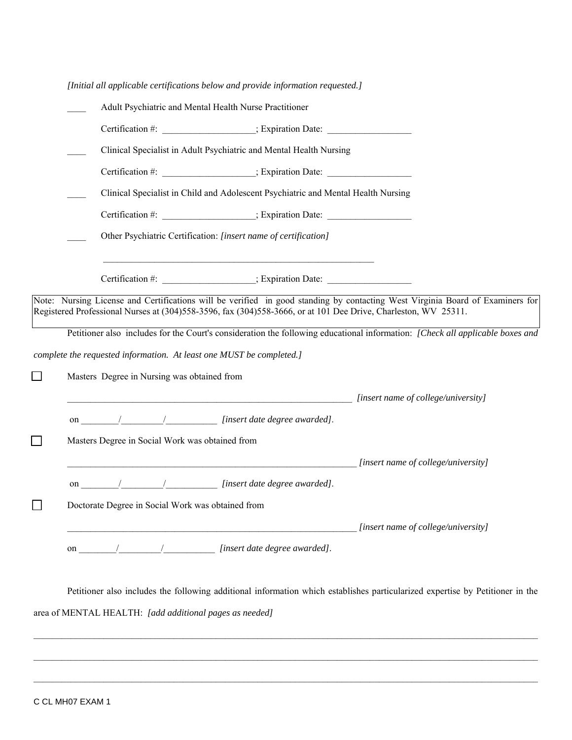*[Initial all applicable certifications below and provide information requested.]*

____ Adult Psychiatric and Mental Health Nurse Practitioner

Certification #: ___________________; Expiration Date: _________________

____ Clinical Specialist in Adult Psychiatric and Mental Health Nursing

Certification #: ___________________; Expiration Date: _________________

____ Clinical Specialist in Child and Adolescent Psychiatric and Mental Health Nursing

Certification #: ___________________; Expiration Date: _________________

____ Other Psychiatric Certification: *[insert name of certification]*

_____________________________________________________________

Certification #: ___________________; Expiration Date: _________________

> Note: Nursing License and Certifications will be verified in good standing by contacting West Virginia Board of Examiners for Registered Professional Nurses at (304)558-3596, fax (304)558-3666, or at 101 Dee Drive, Charleston, WV 25311.

Petitioner also includes for the Court's consideration the following educational information: *[Check all applicable boxes and complete the requested information. At least one MUST be completed.]*

☐ Masters Degree in Nursing was obtained from

_________________________________________________________________ *[insert name of college/university]*

on ________/_________/___________ *[insert date degree awarded]*.

☐ Masters Degree in Social Work was obtained from

_________________________________________________________________ *[insert name of college/university]*

on ________/_________/___________ *[insert date degree awarded]*.

☐ Doctorate Degree in Social Work was obtained from

_________________________________________________________________ *[insert name of college/university]*

on ________/_________/___________ *[insert date degree awarded]*.

Petitioner also includes the following additional information which establishes particularized expertise by Petitioner in the area of MENTAL HEALTH: *[add additional pages as needed]*

_____________________________________________________________________________________________

_____________________________________________________________________________________________

_____________________________________________________________________________________________

C CL MH07 EXAM 1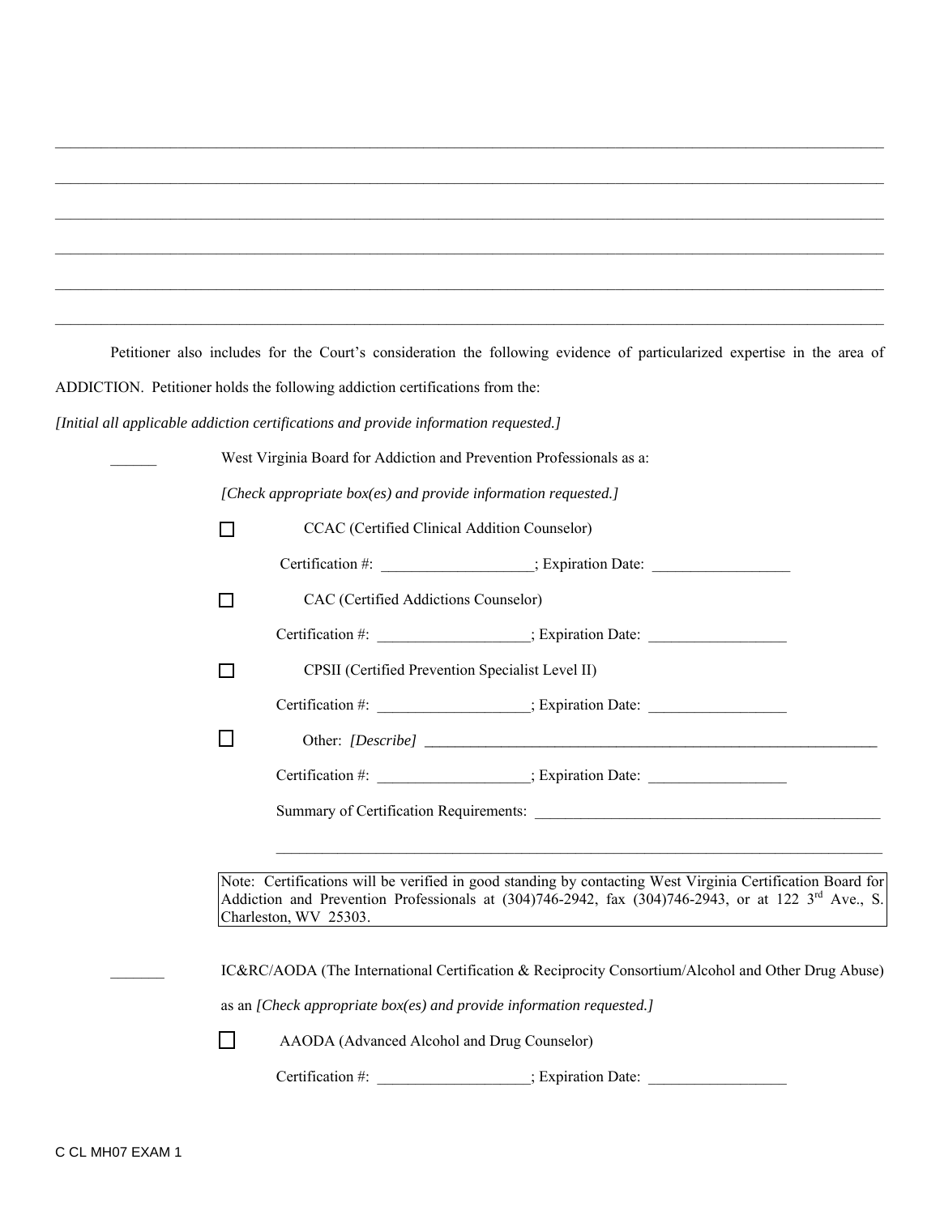\_\_\_\_\_\_\_\_\_\_\_\_\_\_\_\_\_\_\_\_\_\_\_\_\_\_\_\_\_\_\_\_\_\_\_\_\_\_\_\_\_\_\_\_\_\_\_\_\_\_\_\_\_\_\_\_\_\_\_\_\_\_\_\_\_\_\_\_\_\_\_\_\_\_\_\_\_\_

\_\_\_\_\_\_\_\_\_\_\_\_\_\_\_\_\_\_\_\_\_\_\_\_\_\_\_\_\_\_\_\_\_\_\_\_\_\_\_\_\_\_\_\_\_\_\_\_\_\_\_\_\_\_\_\_\_\_\_\_\_\_\_\_\_\_\_\_\_\_\_\_\_\_\_\_\_\_

\_\_\_\_\_\_\_\_\_\_\_\_\_\_\_\_\_\_\_\_\_\_\_\_\_\_\_\_\_\_\_\_\_\_\_\_\_\_\_\_\_\_\_\_\_\_\_\_\_\_\_\_\_\_\_\_\_\_\_\_\_\_\_\_\_\_\_\_\_\_\_\_\_\_\_\_\_\_

\_\_\_\_\_\_\_\_\_\_\_\_\_\_\_\_\_\_\_\_\_\_\_\_\_\_\_\_\_\_\_\_\_\_\_\_\_\_\_\_\_\_\_\_\_\_\_\_\_\_\_\_\_\_\_\_\_\_\_\_\_\_\_\_\_\_\_\_\_\_\_\_\_\_\_\_\_\_

\_\_\_\_\_\_\_\_\_\_\_\_\_\_\_\_\_\_\_\_\_\_\_\_\_\_\_\_\_\_\_\_\_\_\_\_\_\_\_\_\_\_\_\_\_\_\_\_\_\_\_\_\_\_\_\_\_\_\_\_\_\_\_\_\_\_\_\_\_\_\_\_\_\_\_\_\_\_

\_\_\_\_\_\_\_\_\_\_\_\_\_\_\_\_\_\_\_\_\_\_\_\_\_\_\_\_\_\_\_\_\_\_\_\_\_\_\_\_\_\_\_\_\_\_\_\_\_\_\_\_\_\_\_\_\_\_\_\_\_\_\_\_\_\_\_\_\_\_\_\_\_\_\_\_\_\_

Petitioner also includes for the Court's consideration the following evidence of particularized expertise in the area of ADDICTION. Petitioner holds the following addiction certifications from the:

*[Initial all applicable addiction certifications and provide information requested.]*

\_\_\_\_\_\_ West Virginia Board for Addiction and Prevention Professionals as a:

*[Check appropriate box(es) and provide information requested.]*

☐ CCAC (Certified Clinical Addition Counselor)

Certification #: \_\_\_\_\_\_\_\_\_\_\_\_\_\_\_\_\_\_\_\_; Expiration Date: \_\_\_\_\_\_\_\_\_\_\_\_\_\_\_\_\_\_

☐ CAC (Certified Addictions Counselor)

Certification #: \_\_\_\_\_\_\_\_\_\_\_\_\_\_\_\_\_\_\_\_; Expiration Date: \_\_\_\_\_\_\_\_\_\_\_\_\_\_\_\_\_\_

☐ CPSII (Certified Prevention Specialist Level II)

Certification #: \_\_\_\_\_\_\_\_\_\_\_\_\_\_\_\_\_\_\_\_; Expiration Date: \_\_\_\_\_\_\_\_\_\_\_\_\_\_\_\_\_\_

☐ Other: *[Describe]* \_\_\_\_\_\_\_\_\_\_\_\_\_\_\_\_\_\_\_\_\_\_\_\_\_\_\_\_\_\_\_\_\_\_\_\_\_\_\_\_\_\_\_\_\_\_\_\_\_\_\_\_\_\_\_\_\_\_\_\_

Certification #: \_\_\_\_\_\_\_\_\_\_\_\_\_\_\_\_\_\_\_\_; Expiration Date: \_\_\_\_\_\_\_\_\_\_\_\_\_\_\_\_\_\_

Summary of Certification Requirements: \_\_\_\_\_\_\_\_\_\_\_\_\_\_\_\_\_\_\_\_\_\_\_\_\_\_\_\_\_\_\_\_\_\_\_\_\_\_\_\_\_\_\_\_\_\_

\_\_\_\_\_\_\_\_\_\_\_\_\_\_\_\_\_\_\_\_\_\_\_\_\_\_\_\_\_\_\_\_\_\_\_\_\_\_\_\_\_\_\_\_\_\_\_\_\_\_\_\_\_\_\_\_\_\_\_\_\_\_\_\_\_\_\_\_\_\_\_\_\_\_\_\_

> Note: Certifications will be verified in good standing by contacting West Virginia Certification Board for Addiction and Prevention Professionals at (304)746-2942, fax (304)746-2943, or at 122 3rd Ave., S. Charleston, WV 25303.

\_\_\_\_\_\_\_ IC&RC/AODA (The International Certification & Reciprocity Consortium/Alcohol and Other Drug Abuse) as an *[Check appropriate box(es) and provide information requested.]*

☐ AAODA (Advanced Alcohol and Drug Counselor)

Certification #: \_\_\_\_\_\_\_\_\_\_\_\_\_\_\_\_\_\_\_\_; Expiration Date: \_\_\_\_\_\_\_\_\_\_\_\_\_\_\_\_\_\_

C CL MH07 EXAM 1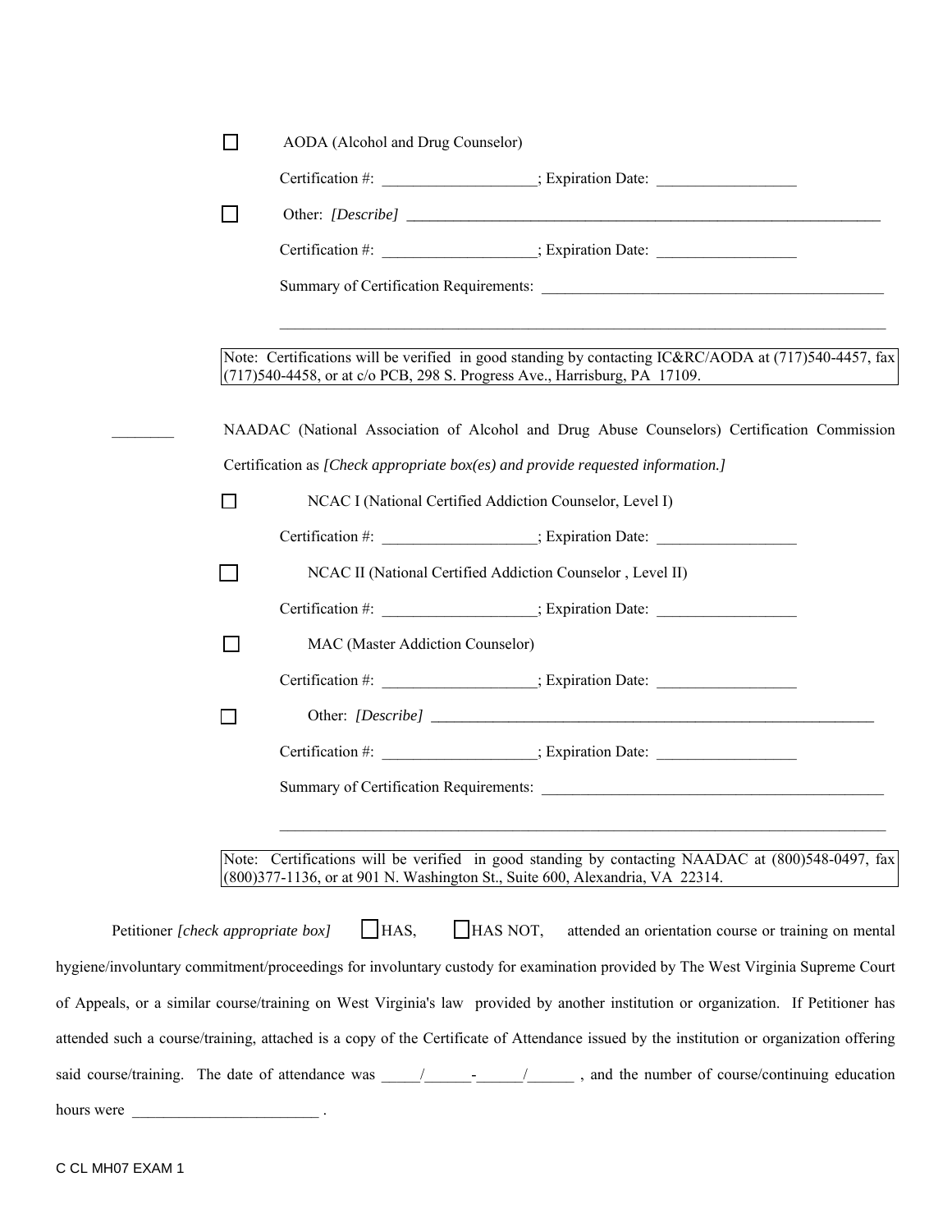☐ AODA (Alcohol and Drug Counselor)

Certification #: ____________________; Expiration Date: __________________

☐ Other: *[Describe]* ________________________________________________________________

Certification #: ____________________; Expiration Date: __________________

Summary of Certification Requirements: _____________________________________________

______________________________________________________________________________

> Note: Certifications will be verified in good standing by contacting IC&RC/AODA at (717)540-4457, fax (717)540-4458, or at c/o PCB, 298 S. Progress Ave., Harrisburg, PA 17109.

________ NAADAC (National Association of Alcohol and Drug Abuse Counselors) Certification Commission Certification as *[Check appropriate box(es) and provide requested information.]*

☐ NCAC I (National Certified Addiction Counselor, Level I)

Certification #: ____________________; Expiration Date: __________________

☐ NCAC II (National Certified Addiction Counselor , Level II)

Certification #: ____________________; Expiration Date: __________________

☐ MAC (Master Addiction Counselor)

Certification #: ____________________; Expiration Date: __________________

☐ Other: *[Describe]* ____________________________________________________________

Certification #: ____________________; Expiration Date: __________________

Summary of Certification Requirements: _____________________________________________

______________________________________________________________________________

> Note: Certifications will be verified in good standing by contacting NAADAC at (800)548-0497, fax (800)377-1136, or at 901 N. Washington St., Suite 600, Alexandria, VA 22314.

Petitioner *[check appropriate box]* ☐ HAS, ☐ HAS NOT, attended an orientation course or training on mental hygiene/involuntary commitment/proceedings for involuntary custody for examination provided by The West Virginia Supreme Court of Appeals, or a similar course/training on West Virginia's law provided by another institution or organization. If Petitioner has attended such a course/training, attached is a copy of the Certificate of Attendance issued by the institution or organization offering said course/training. The date of attendance was _____/______-______/______ , and the number of course/continuing education hours were ________________________ .

C CL MH07 EXAM 1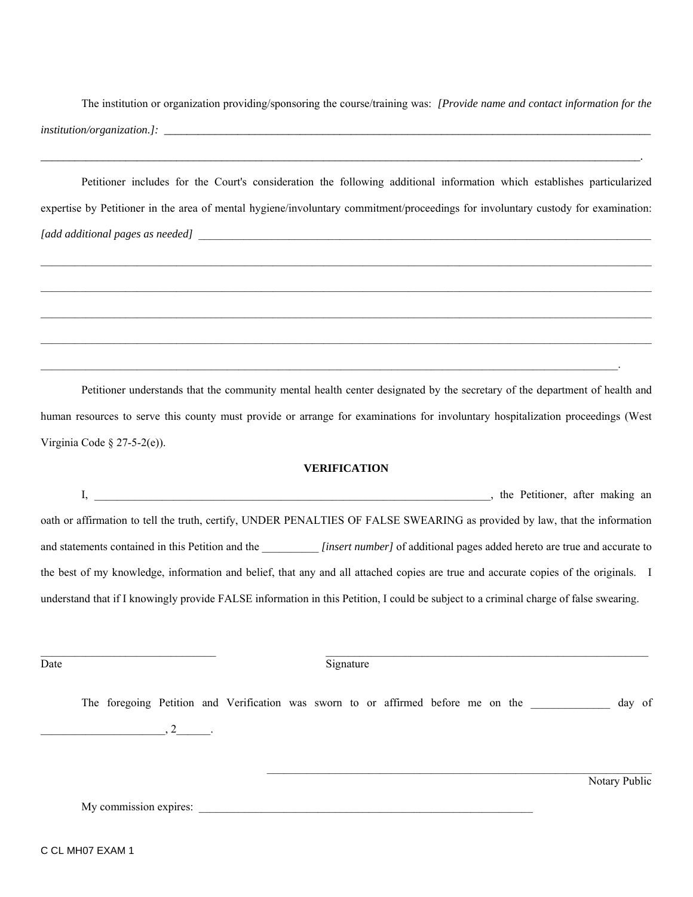The institution or organization providing/sponsoring the course/training was: *[Provide name and contact information for the institution/organization.]:* ______________________________________________________________________________

______________________________________________________________________________.

Petitioner includes for the Court's consideration the following additional information which establishes particularized expertise by Petitioner in the area of mental hygiene/involuntary commitment/proceedings for involuntary custody for examination: *[add additional pages as needed]* ______________________________________________________________________________

______________________________________________________________________________

______________________________________________________________________________

______________________________________________________________________________

______________________________________________________________________________

______________________________________________________________________________.

Petitioner understands that the community mental health center designated by the secretary of the department of health and human resources to serve this county must provide or arrange for examinations for involuntary hospitalization proceedings (West Virginia Code § 27-5-2(e)).

**VERIFICATION**

I, ______________________________________________________________________________, the Petitioner, after making an oath or affirmation to tell the truth, certify, UNDER PENALTIES OF FALSE SWEARING as provided by law, that the information and statements contained in this Petition and the __________ *[insert number]* of additional pages added hereto are true and accurate to the best of my knowledge, information and belief, that any and all attached copies are true and accurate copies of the originals. I understand that if I knowingly provide FALSE information in this Petition, I could be subject to a criminal charge of false swearing.

________________________________ ____________________________________________________________

Date Signature

The foregoing Petition and Verification was sworn to or affirmed before me on the ______________ day of ______________________, 2______.

____________________________________________________________________

Notary Public

My commission expires: ____________________________________________________________

C CL MH07 EXAM 1